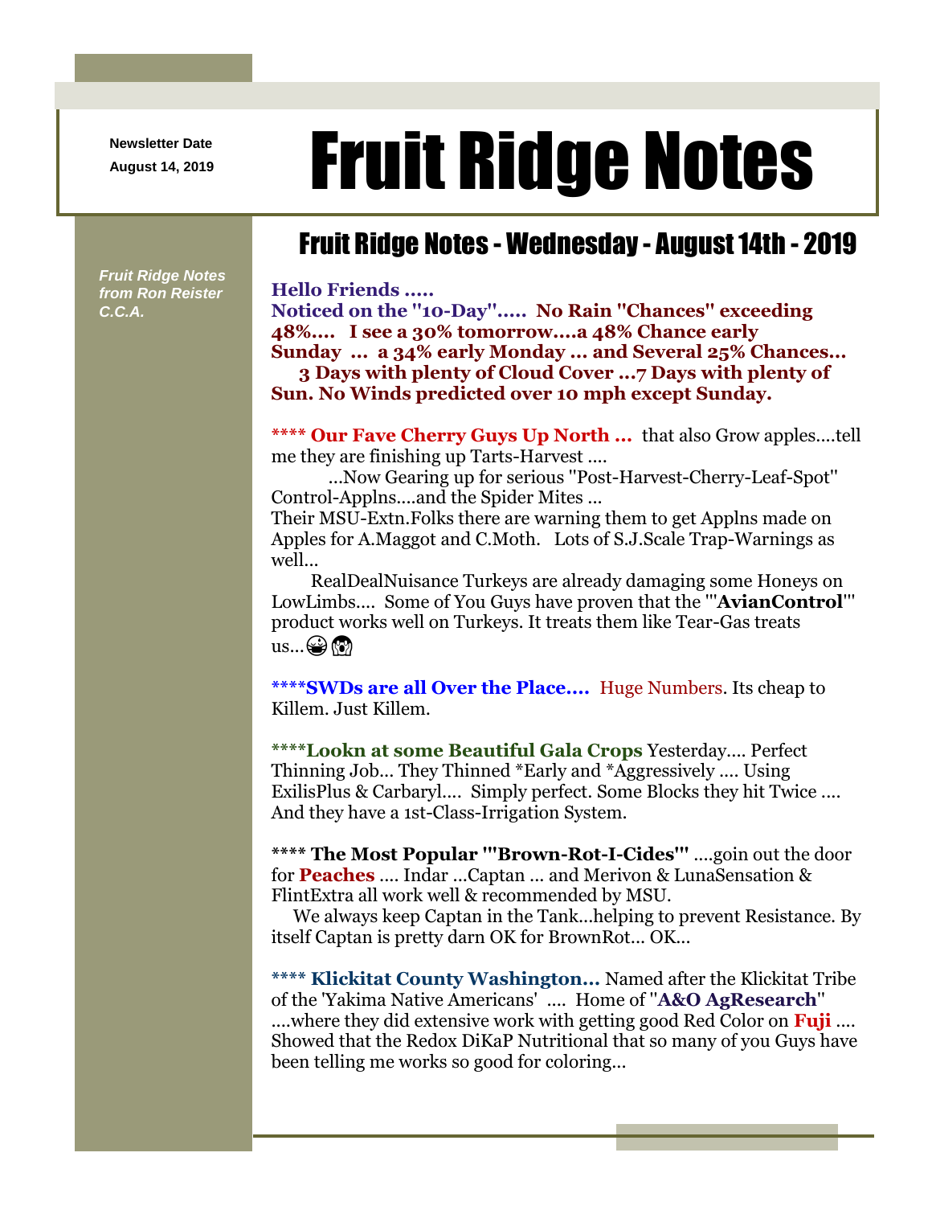Newsletter Date
August 14, 2019

# Fruit Ridge Notes

## Fruit Ridge Notes - Wednesday - August 14th - 2019

*Fruit Ridge Notes from Ron Reister C.C.A.*

**Hello Friends .....**
**Noticed on the "10-Day"..... No Rain "Chances" exceeding 48%.... I see a 30% tomorrow....a 48% Chance early Sunday ... a 34% early Monday ... and Several 25% Chances... 3 Days with plenty of Cloud Cover ...7 Days with plenty of Sun. No Winds predicted over 10 mph except Sunday.**

**\*\*\*\* Our Fave Cherry Guys Up North ...** that also Grow apples....tell me they are finishing up Tarts-Harvest ....
...Now Gearing up for serious "Post-Harvest-Cherry-Leaf-Spot" Control-Applns....and the Spider Mites ...
Their MSU-Extn.Folks there are warning them to get Applns made on Apples for A.Maggot and C.Moth. Lots of S.J.Scale Trap-Warnings as well...
RealDealNuisance Turkeys are already damaging some Honeys on LowLimbs.... Some of You Guys have proven that the "'**AvianControl**'" product works well on Turkeys. It treats them like Tear-Gas treats us...😂😱

**\*\*\*\*SWDs are all Over the Place....** Huge Numbers. Its cheap to Killem. Just Killem.

**\*\*\*\*Lookn at some Beautiful Gala Crops** Yesterday.... Perfect Thinning Job... They Thinned \*Early and \*Aggressively .... Using ExilisPlus & Carbaryl.... Simply perfect. Some Blocks they hit Twice .... And they have a 1st-Class-Irrigation System.

**\*\*\*\* The Most Popular "'Brown-Rot-I-Cides"'** ....goin out the door for **Peaches** .... Indar ...Captan ... and Merivon & LunaSensation & FlintExtra all work well & recommended by MSU.
We always keep Captan in the Tank...helping to prevent Resistance. By itself Captan is pretty darn OK for BrownRot... OK...

**\*\*\*\* Klickitat County Washington...** Named after the Klickitat Tribe of the 'Yakima Native Americans' .... Home of "**A&O AgResearch**" ....where they did extensive work with getting good Red Color on **Fuji** .... Showed that the Redox DiKaP Nutritional that so many of you Guys have been telling me works so good for coloring...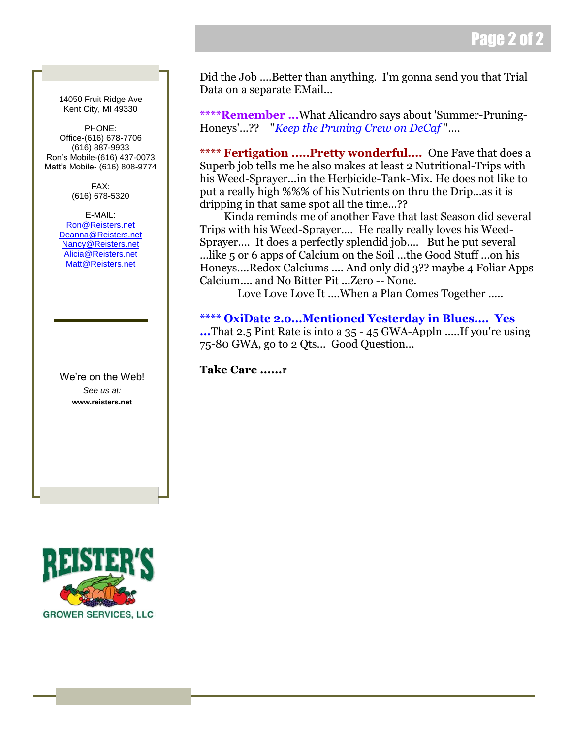14050 Fruit Ridge Ave
Kent City, MI 49330

PHONE:
Office-(616) 678-7706
(616) 887-9933
Ron's Mobile-(616) 437-0073
Matt's Mobile- (616) 808-9774

FAX:
(616) 678-5320

E-MAIL:
Ron@Reisters.net
Deanna@Reisters.net
Nancy@Reisters.net
Alicia@Reisters.net
Matt@Reisters.net

We're on the Web!
*See us at:*
**www.reisters.net**

REISTER'S
GROWER SERVICES, LLC

Did the Job ....Better than anything. I'm gonna send you that Trial Data on a separate EMail...

****Remember ...**What Alicandro says about 'Summer-Pruning-Honeys'...?? "*Keep the Pruning Crew on DeCaf* "....

**\*\*\*\* Fertigation .....Pretty wonderful....** One Fave that does a Superb job tells me he also makes at least 2 Nutritional-Trips with his Weed-Sprayer...in the Herbicide-Tank-Mix. He does not like to put a really high %%% of his Nutrients on thru the Drip...as it is dripping in that same spot all the time...??

Kinda reminds me of another Fave that last Season did several Trips with his Weed-Sprayer.... He really really loves his Weed-Sprayer.... It does a perfectly splendid job.... But he put several ...like 5 or 6 apps of Calcium on the Soil ...the Good Stuff ...on his Honeys....Redox Calciums .... And only did 3?? maybe 4 Foliar Apps Calcium.... and No Bitter Pit ...Zero -- None.

Love Love Love It ....When a Plan Comes Together .....

**\*\*\*\* OxiDate 2.0...Mentioned Yesterday in Blues.... Yes ...**That 2.5 Pint Rate is into a 35 - 45 GWA-Appln .....If you're using 75-80 GWA, go to 2 Qts... Good Question...

**Take Care ......**r